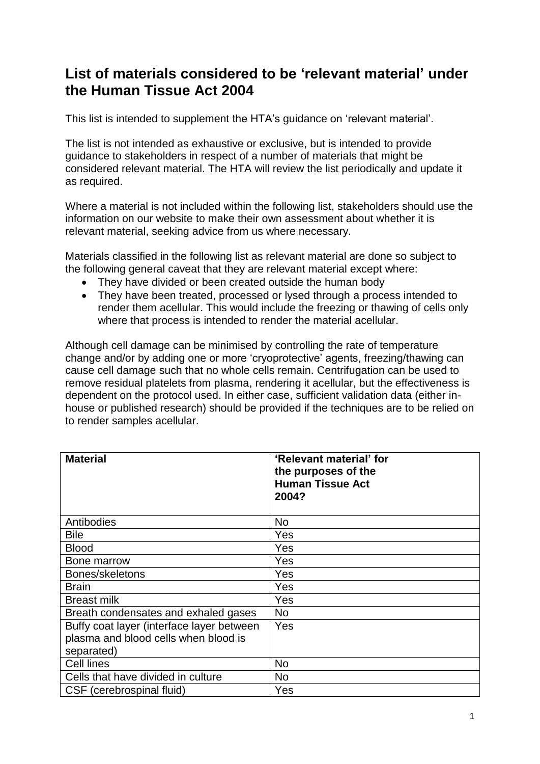# List of materials considered to be 'relevant material' under the Human Tissue Act 2004

This list is intended to supplement the HTA's guidance on 'relevant material'.

The list is not intended as exhaustive or exclusive, but is intended to provide guidance to stakeholders in respect of a number of materials that might be considered relevant material. The HTA will review the list periodically and update it as required.

Where a material is not included within the following list, stakeholders should use the information on our website to make their own assessment about whether it is relevant material, seeking advice from us where necessary.

Materials classified in the following list as relevant material are done so subject to the following general caveat that they are relevant material except where:

- They have divided or been created outside the human body
- They have been treated, processed or lysed through a process intended to render them acellular. This would include the freezing or thawing of cells only where that process is intended to render the material acellular.

Although cell damage can be minimised by controlling the rate of temperature change and/or by adding one or more 'cryoprotective' agents, freezing/thawing can cause cell damage such that no whole cells remain. Centrifugation can be used to remove residual platelets from plasma, rendering it acellular, but the effectiveness is dependent on the protocol used. In either case, sufficient validation data (either in-house or published research) should be provided if the techniques are to be relied on to render samples acellular.

| Material | 'Relevant material' for the purposes of the Human Tissue Act 2004? |
|---|---|
| Antibodies | No |
| Bile | Yes |
| Blood | Yes |
| Bone marrow | Yes |
| Bones/skeletons | Yes |
| Brain | Yes |
| Breast milk | Yes |
| Breath condensates and exhaled gases | No |
| Buffy coat layer (interface layer between plasma and blood cells when blood is separated) | Yes |
| Cell lines | No |
| Cells that have divided in culture | No |
| CSF (cerebrospinal fluid) | Yes |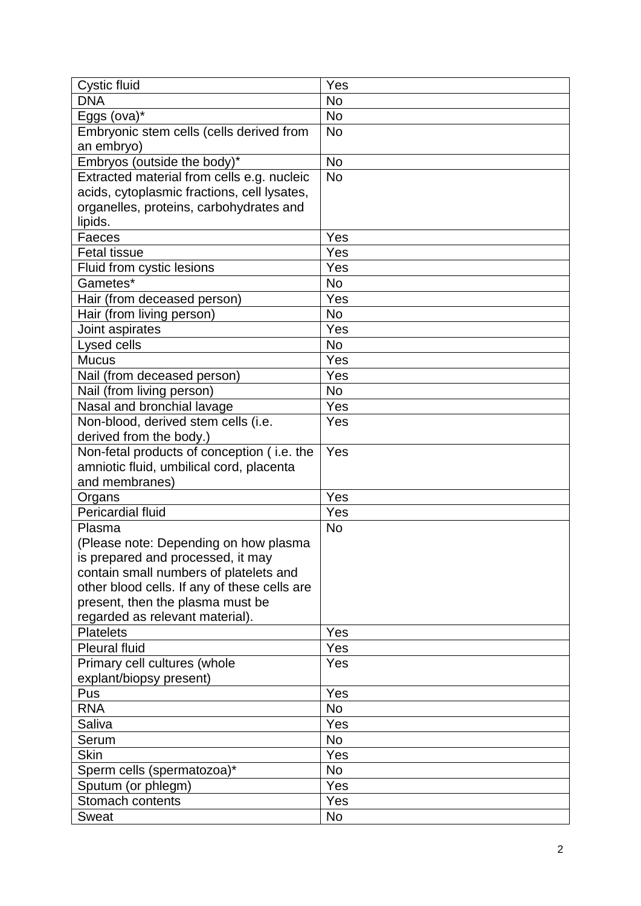| Cystic fluid | Yes |
|---|---|
| DNA | No |
| Eggs (ova)* | No |
| Embryonic stem cells (cells derived from an embryo) | No |
| Embryos (outside the body)* | No |
| Extracted material from cells e.g. nucleic acids, cytoplasmic fractions, cell lysates, organelles, proteins, carbohydrates and lipids. | No |
| Faeces | Yes |
| Fetal tissue | Yes |
| Fluid from cystic lesions | Yes |
| Gametes* | No |
| Hair (from deceased person) | Yes |
| Hair (from living person) | No |
| Joint aspirates | Yes |
| Lysed cells | No |
| Mucus | Yes |
| Nail (from deceased person) | Yes |
| Nail (from living person) | No |
| Nasal and bronchial lavage | Yes |
| Non-blood, derived stem cells (i.e. derived from the body.) | Yes |
| Non-fetal products of conception ( i.e. the amniotic fluid, umbilical cord, placenta and membranes) | Yes |
| Organs | Yes |
| Pericardial fluid | Yes |
| Plasma (Please note: Depending on how plasma is prepared and processed, it may contain small numbers of platelets and other blood cells. If any of these cells are present, then the plasma must be regarded as relevant material). | No |
| Platelets | Yes |
| Pleural fluid | Yes |
| Primary cell cultures (whole explant/biopsy present) | Yes |
| Pus | Yes |
| RNA | No |
| Saliva | Yes |
| Serum | No |
| Skin | Yes |
| Sperm cells (spermatozoa)* | No |
| Sputum (or phlegm) | Yes |
| Stomach contents | Yes |
| Sweat | No |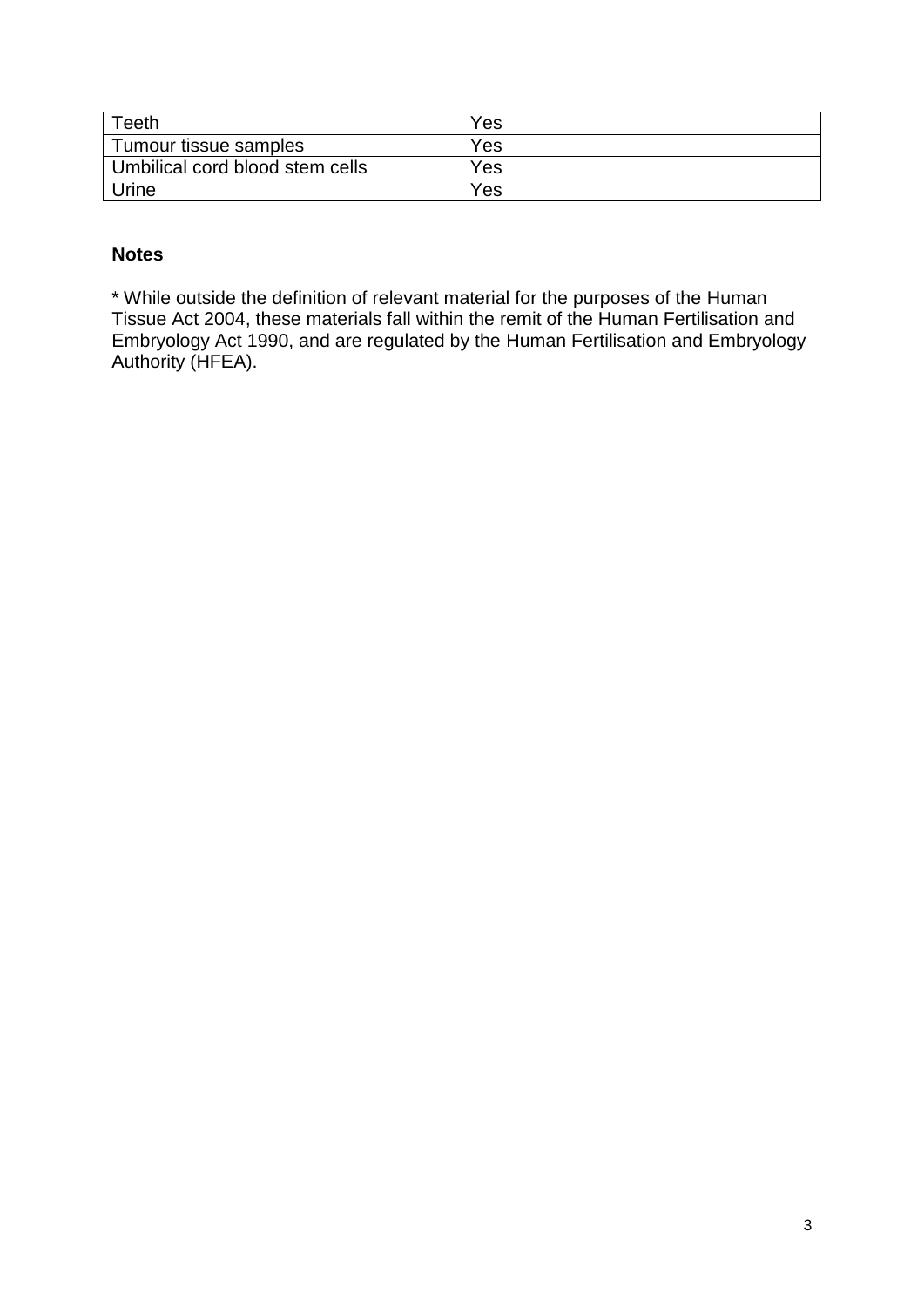| | |
|---|---|
| Teeth | Yes |
| Tumour tissue samples | Yes |
| Umbilical cord blood stem cells | Yes |
| Urine | Yes |

**Notes**

* While outside the definition of relevant material for the purposes of the Human Tissue Act 2004, these materials fall within the remit of the Human Fertilisation and Embryology Act 1990, and are regulated by the Human Fertilisation and Embryology Authority (HFEA).